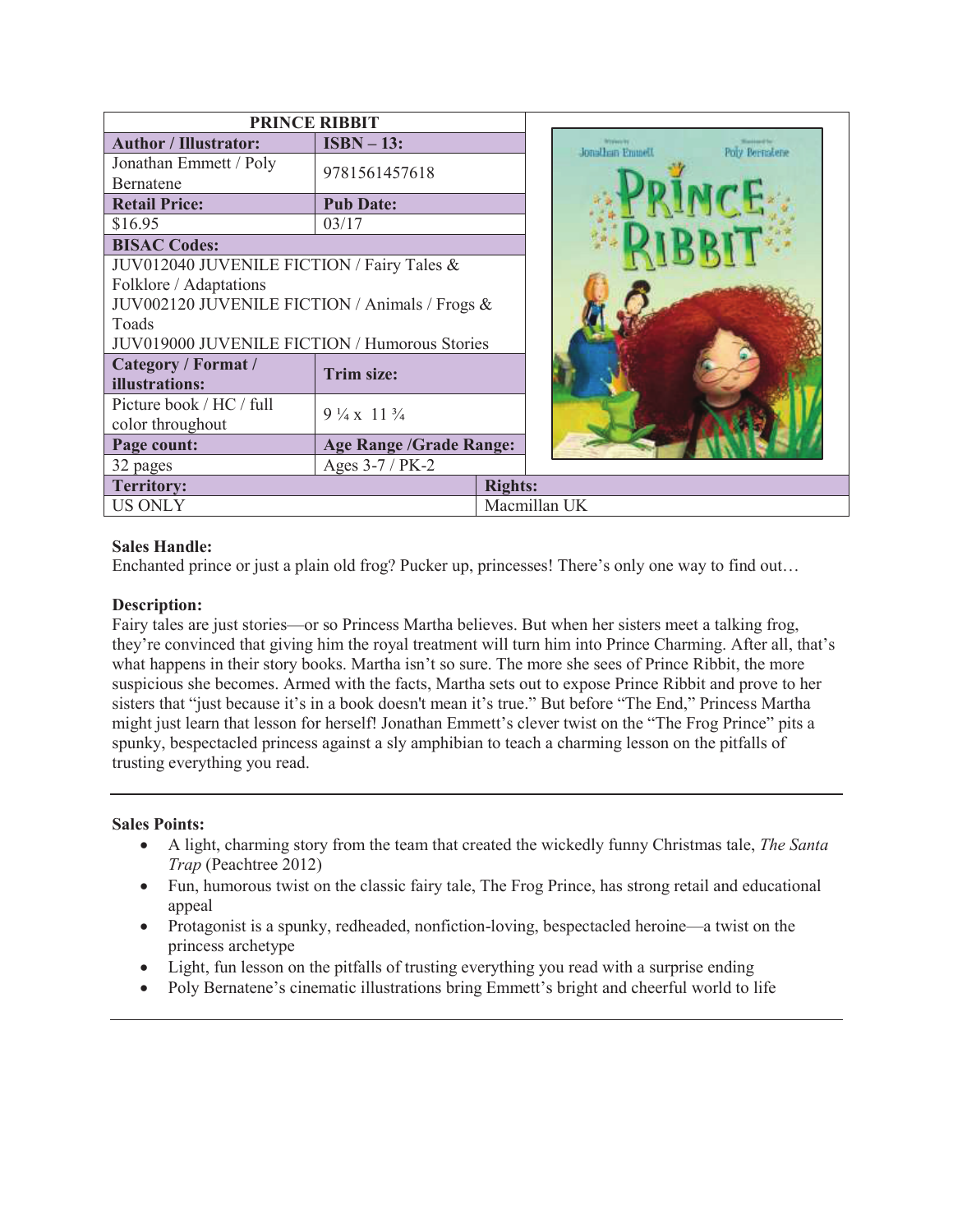| PRINCE RIBBIT | |
|---|---|
| **Author / Illustrator:** | **ISBN – 13:** |
| Jonathan Emmett / Poly Bernatene | 9781561457618 |
| **Retail Price:** | **Pub Date:** |
| $16.95 | 03/17 |
| **BISAC Codes:** | |
| JUV012040 JUVENILE FICTION / Fairy Tales & Folklore / Adaptations<br>JUV002120 JUVENILE FICTION / Animals / Frogs & Toads<br>JUV019000 JUVENILE FICTION / Humorous Stories | |
| **Category / Format / illustrations:** | **Trim size:** |
| Picture book / HC / full color throughout | 9 ¼ x 11 ¾ |
| **Page count:** | **Age Range /Grade Range:** |
| 32 pages | Ages 3-7 / PK-2 |
| **Territory:** | **Rights:** |
| US ONLY | Macmillan UK |

**Sales Handle:**
Enchanted prince or just a plain old frog? Pucker up, princesses! There's only one way to find out…

**Description:**
Fairy tales are just stories—or so Princess Martha believes. But when her sisters meet a talking frog, they're convinced that giving him the royal treatment will turn him into Prince Charming. After all, that's what happens in their story books. Martha isn't so sure. The more she sees of Prince Ribbit, the more suspicious she becomes. Armed with the facts, Martha sets out to expose Prince Ribbit and prove to her sisters that "just because it's in a book doesn't mean it's true." But before "The End," Princess Martha might just learn that lesson for herself! Jonathan Emmett's clever twist on the "The Frog Prince" pits a spunky, bespectacled princess against a sly amphibian to teach a charming lesson on the pitfalls of trusting everything you read.

---

**Sales Points:**

- A light, charming story from the team that created the wickedly funny Christmas tale, *The Santa Trap* (Peachtree 2012)
- Fun, humorous twist on the classic fairy tale, The Frog Prince, has strong retail and educational appeal
- Protagonist is a spunky, redheaded, nonfiction-loving, bespectacled heroine—a twist on the princess archetype
- Light, fun lesson on the pitfalls of trusting everything you read with a surprise ending
- Poly Bernatene's cinematic illustrations bring Emmett's bright and cheerful world to life

---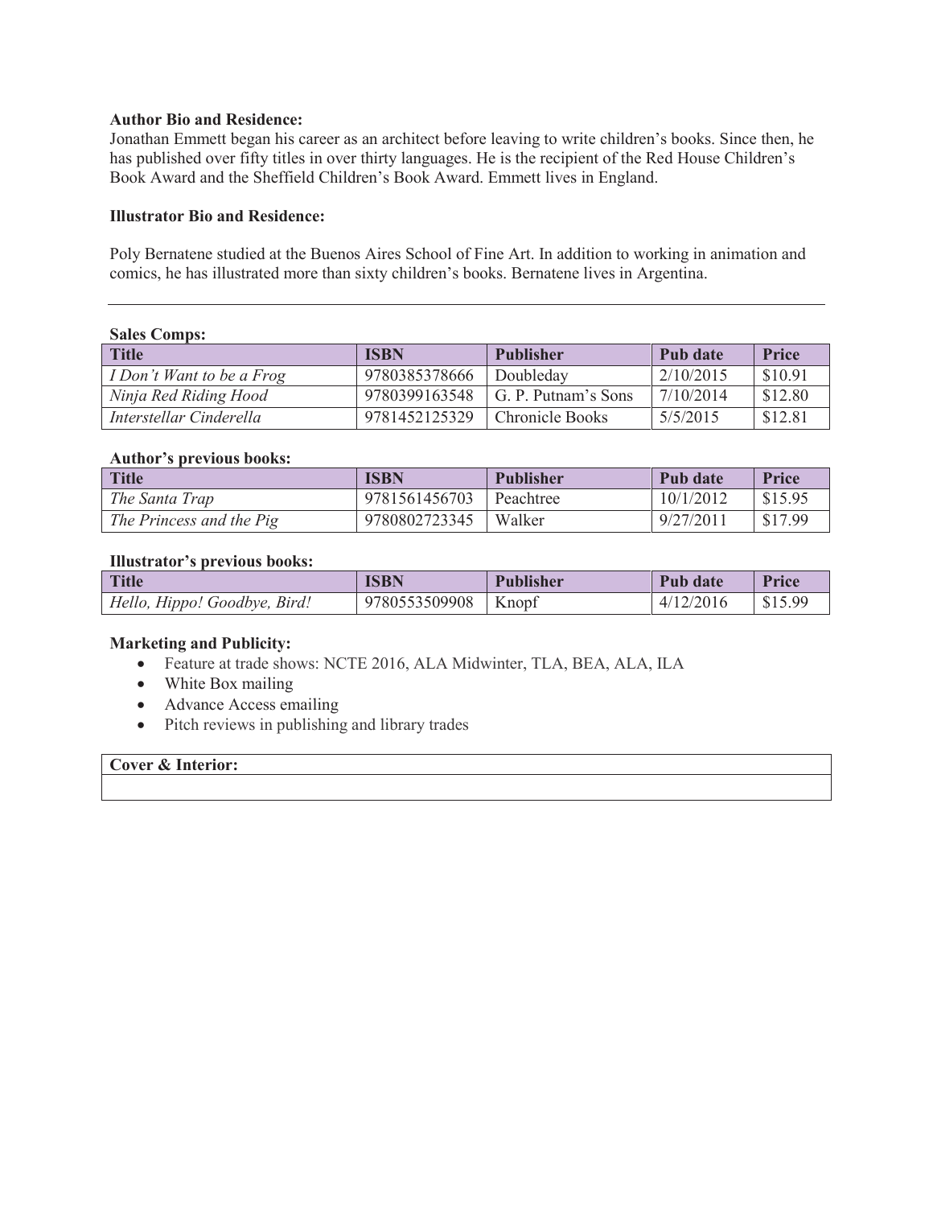**Author Bio and Residence:**
Jonathan Emmett began his career as an architect before leaving to write children's books. Since then, he has published over fifty titles in over thirty languages. He is the recipient of the Red House Children's Book Award and the Sheffield Children's Book Award. Emmett lives in England.

**Illustrator Bio and Residence:**

Poly Bernatene studied at the Buenos Aires School of Fine Art. In addition to working in animation and comics, he has illustrated more than sixty children's books. Bernatene lives in Argentina.

---

**Sales Comps:**

| Title | ISBN | Publisher | Pub date | Price |
|---|---|---|---|---|
| *I Don't Want to be a Frog* | 9780385378666 | Doubleday | 2/10/2015 | $10.91 |
| *Ninja Red Riding Hood* | 9780399163548 | G. P. Putnam's Sons | 7/10/2014 | $12.80 |
| *Interstellar Cinderella* | 9781452125329 | Chronicle Books | 5/5/2015 | $12.81 |

**Author's previous books:**

| Title | ISBN | Publisher | Pub date | Price |
|---|---|---|---|---|
| *The Santa Trap* | 9781561456703 | Peachtree | 10/1/2012 | $15.95 |
| *The Princess and the Pig* | 9780802723345 | Walker | 9/27/2011 | $17.99 |

**Illustrator's previous books:**

| Title | ISBN | Publisher | Pub date | Price |
|---|---|---|---|---|
| *Hello, Hippo! Goodbye, Bird!* | 9780553509908 | Knopf | 4/12/2016 | $15.99 |

**Marketing and Publicity:**

- Feature at trade shows: NCTE 2016, ALA Midwinter, TLA, BEA, ALA, ILA
- White Box mailing
- Advance Access emailing
- Pitch reviews in publishing and library trades

| Cover & Interior: |
|---|
| |